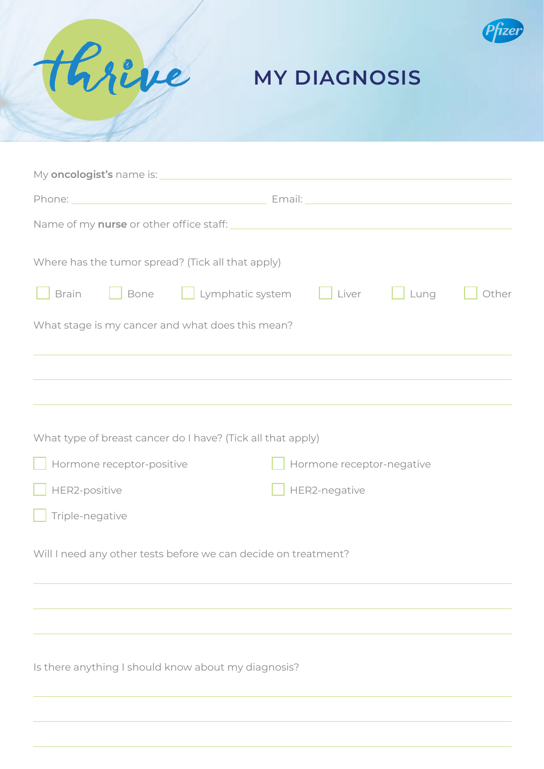thrive

Pfizer

# MY DIAGNOSIS

My **oncologist's** name is: ____________________

Phone: ____________________ Email: ____________________

Name of my **nurse** or other office staff: ____________________

Where has the tumor spread? (Tick all that apply)

- [ ] Brain
- [ ] Bone
- [ ] Lymphatic system
- [ ] Liver
- [ ] Lung
- [ ] Other

What stage is my cancer and what does this mean?

____________________

____________________

____________________

What type of breast cancer do I have? (Tick all that apply)

- [ ] Hormone receptor-positive
- [ ] Hormone receptor-negative
- [ ] HER2-positive
- [ ] HER2-negative
- [ ] Triple-negative

Will I need any other tests before we can decide on treatment?

____________________

____________________

____________________

Is there anything I should know about my diagnosis?

____________________

____________________

____________________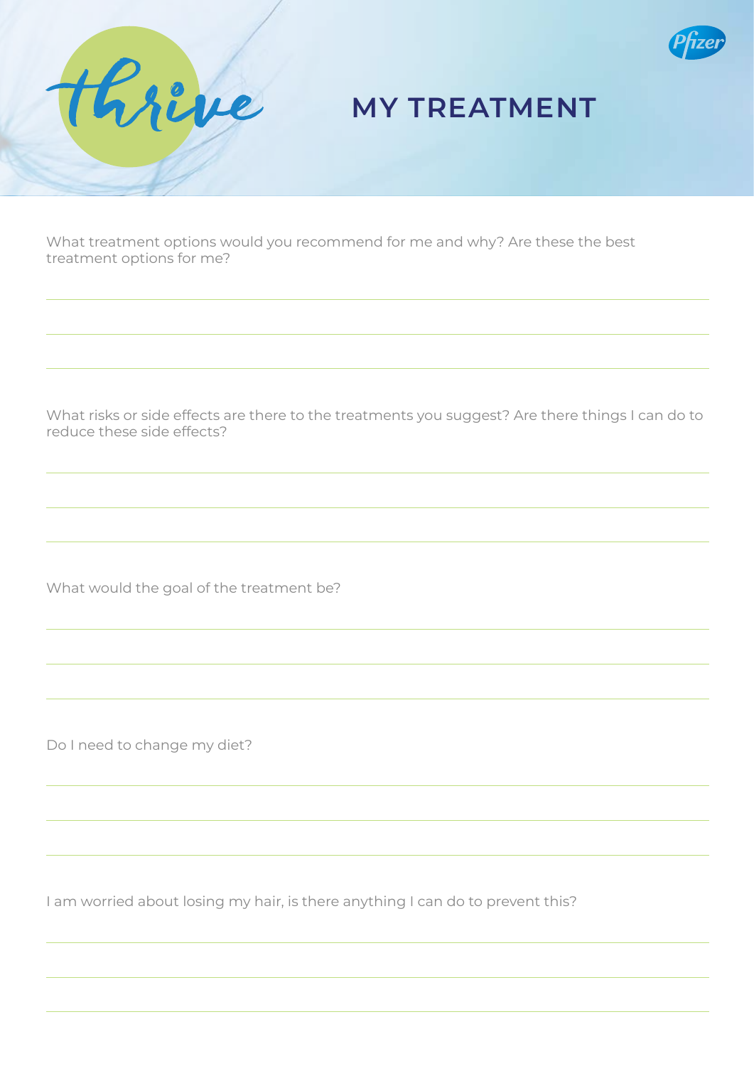thrive

# MY TREATMENT

What treatment options would you recommend for me and why? Are these the best treatment options for me?

What risks or side effects are there to the treatments you suggest? Are there things I can do to reduce these side effects?

What would the goal of the treatment be?

Do I need to change my diet?

I am worried about losing my hair, is there anything I can do to prevent this?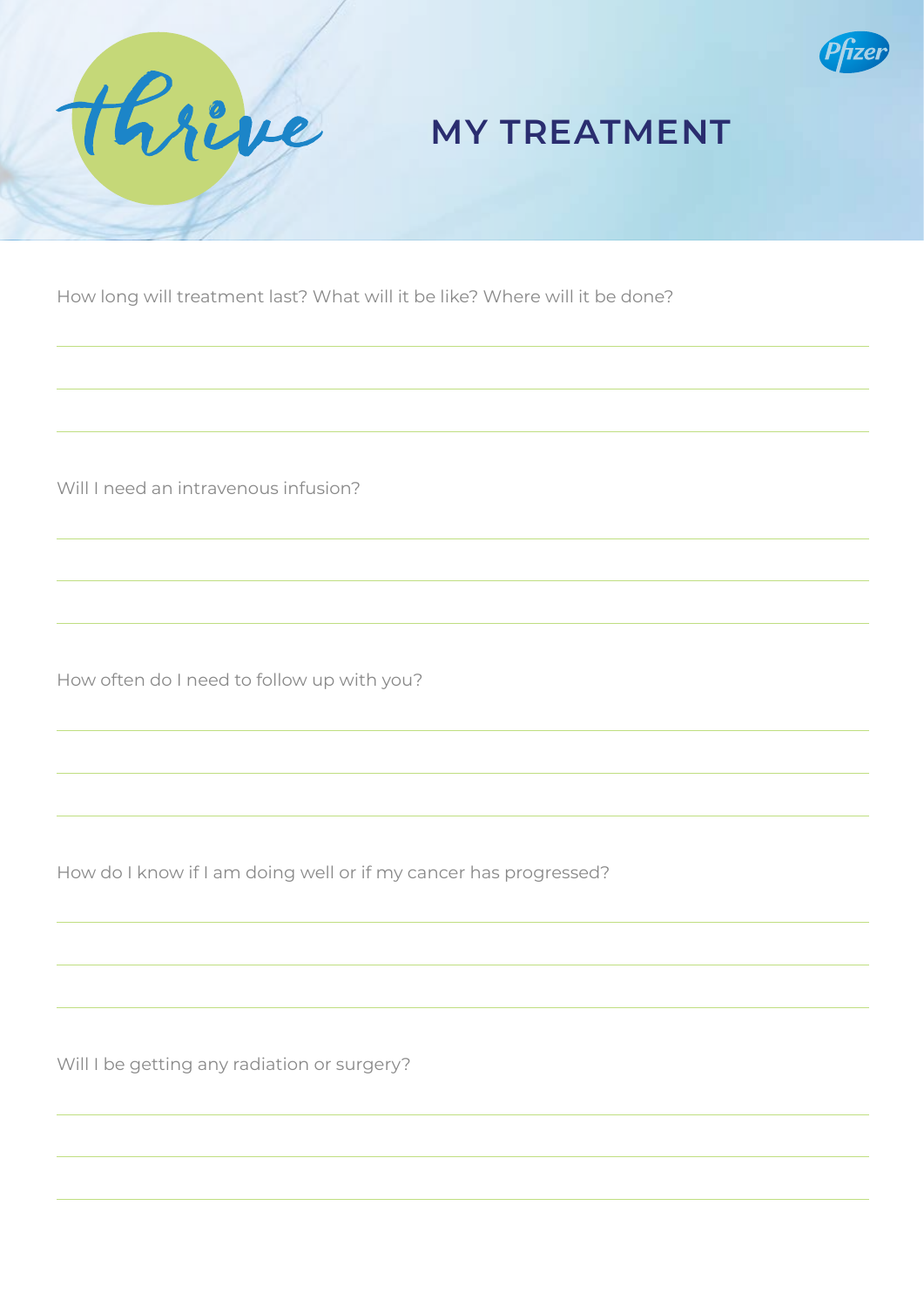# MY TREATMENT

How long will treatment last? What will it be like? Where will it be done?

Will I need an intravenous infusion?

How often do I need to follow up with you?

How do I know if I am doing well or if my cancer has progressed?

Will I be getting any radiation or surgery?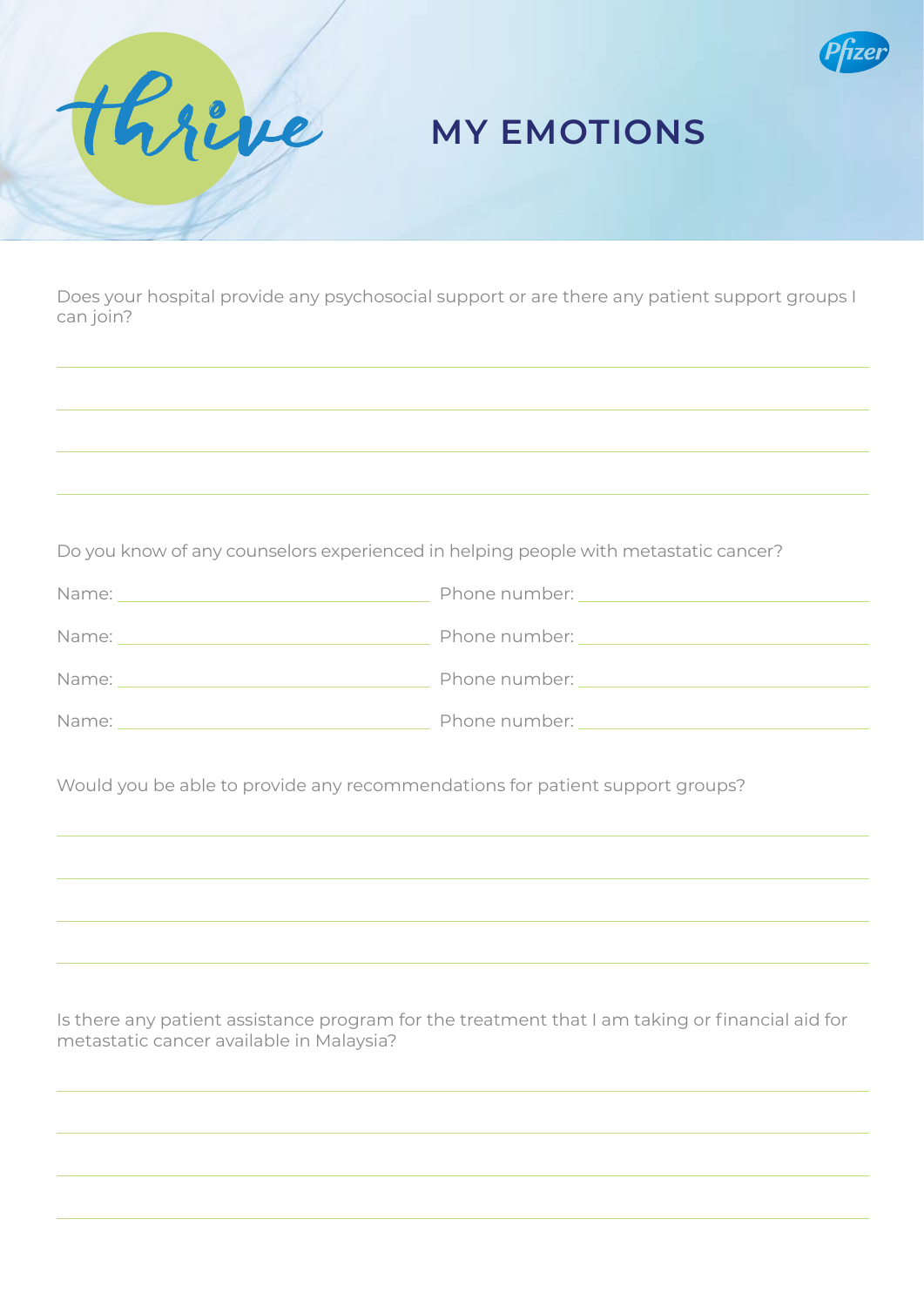thrive

# MY EMOTIONS

Does your hospital provide any psychosocial support or are there any patient support groups I can join?

Do you know of any counselors experienced in helping people with metastatic cancer?

Name: ______________________ Phone number: ______________________

Name: ______________________ Phone number: ______________________

Name: ______________________ Phone number: ______________________

Name: ______________________ Phone number: ______________________

Would you be able to provide any recommendations for patient support groups?

Is there any patient assistance program for the treatment that I am taking or financial aid for metastatic cancer available in Malaysia?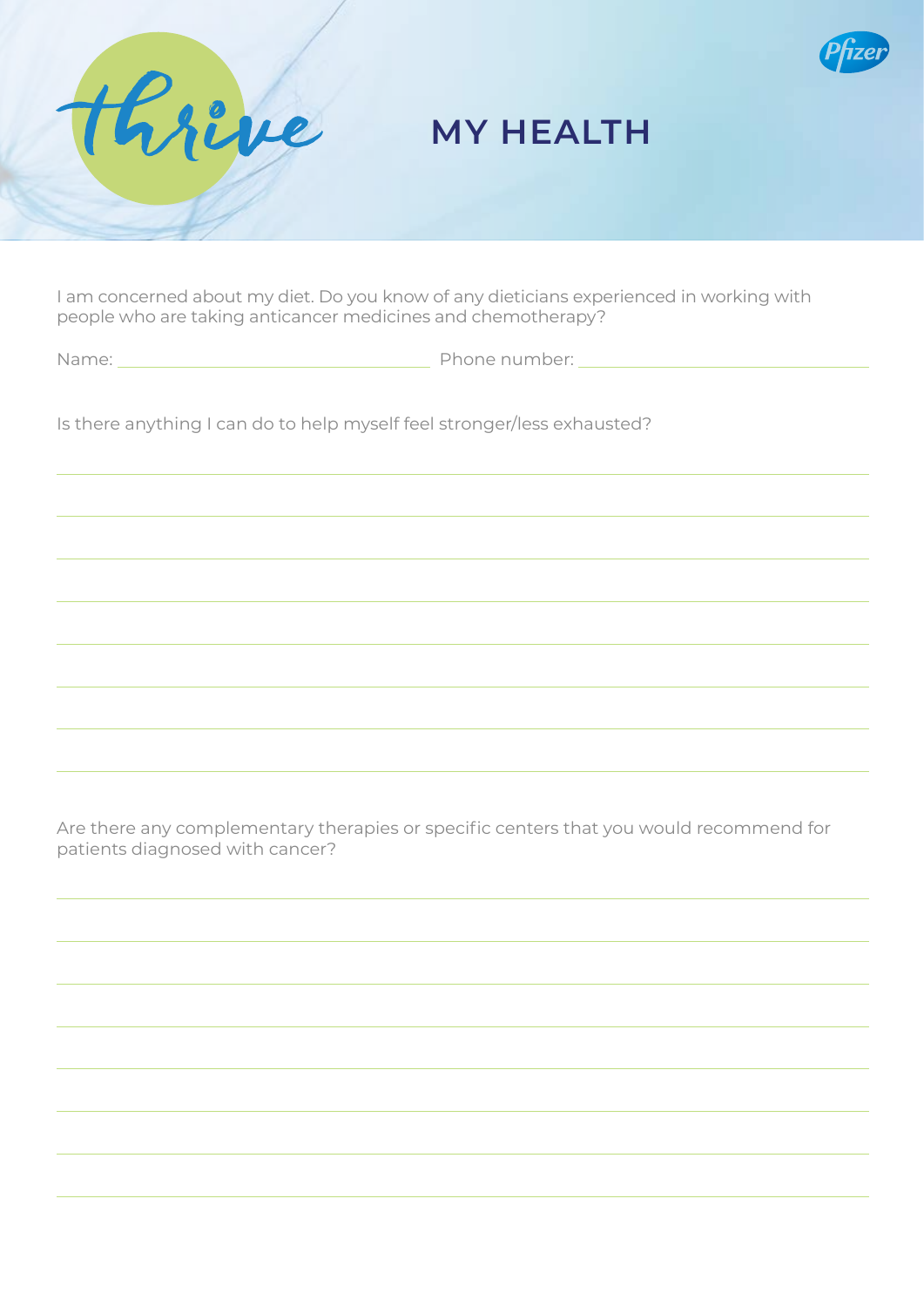# MY HEALTH

I am concerned about my diet. Do you know of any dieticians experienced in working with people who are taking anticancer medicines and chemotherapy?

Name: ______________________ Phone number: ______________________

Is there anything I can do to help myself feel stronger/less exhausted?

Are there any complementary therapies or specific centers that you would recommend for patients diagnosed with cancer?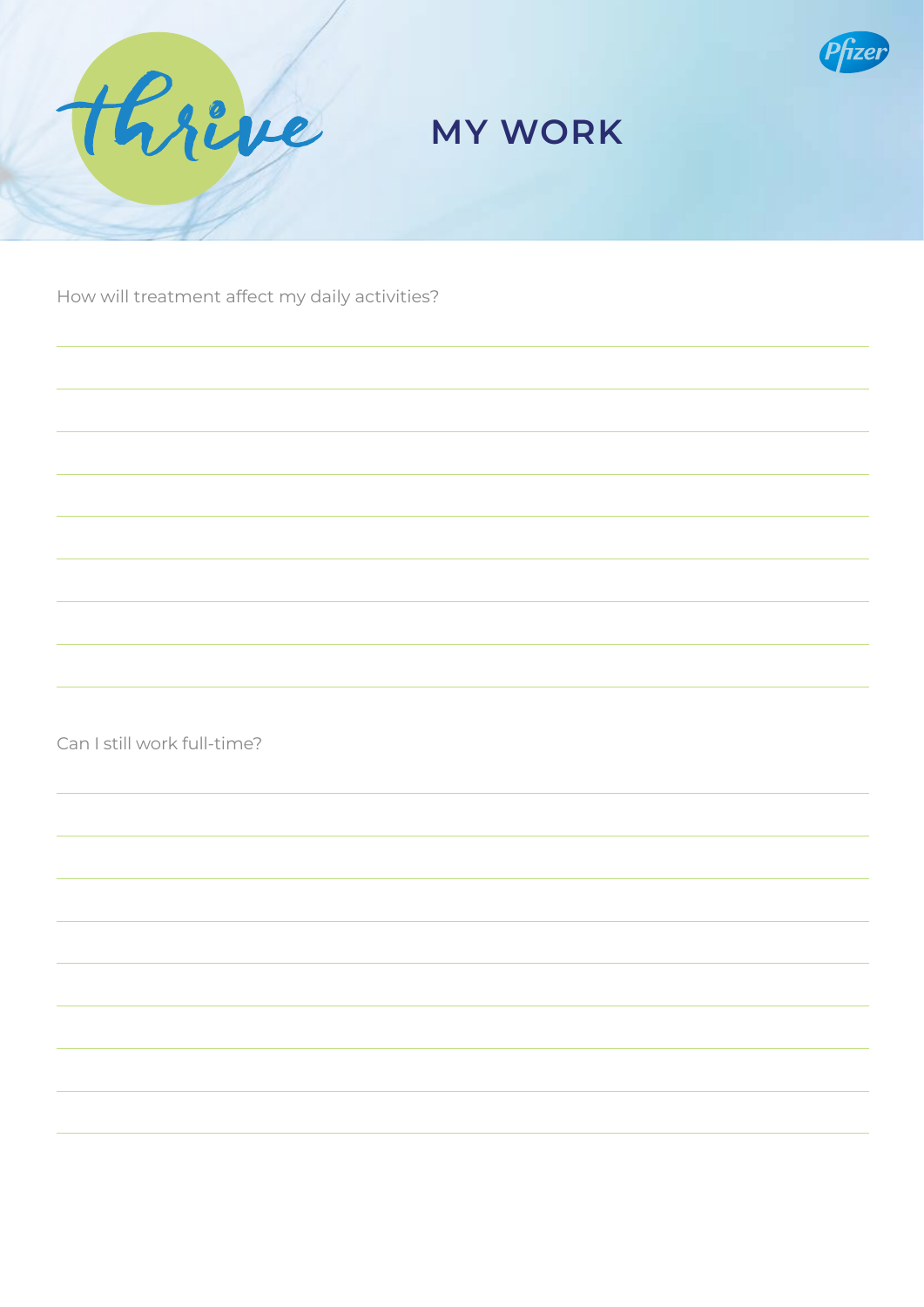thrive

# MY WORK

How will treatment affect my daily activities?

Can I still work full-time?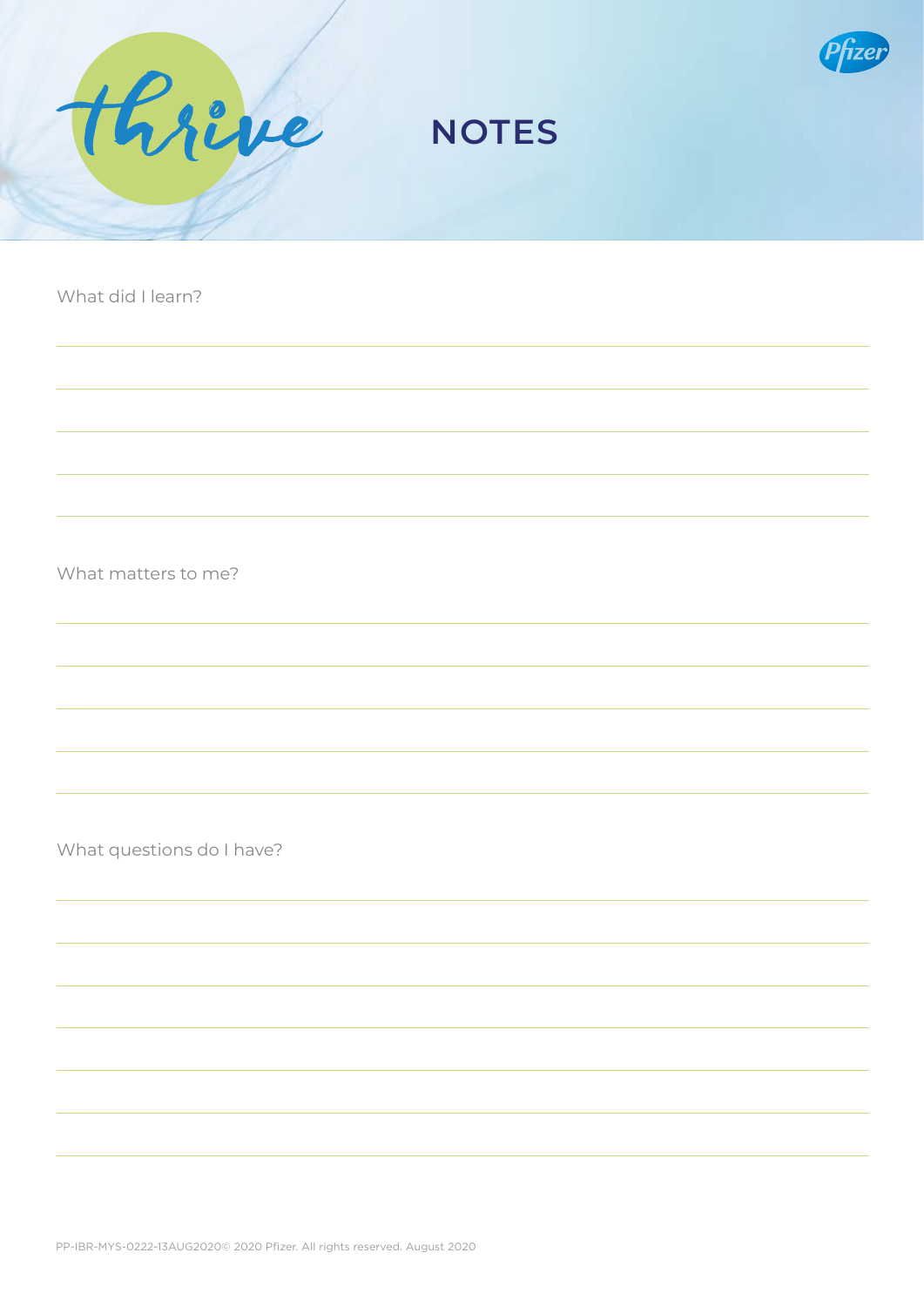thrive

# NOTES

What did I learn?

What matters to me?

What questions do I have?

PP-IBR-MYS-0222-13AUG2020© 2020 Pfizer. All rights reserved. August 2020